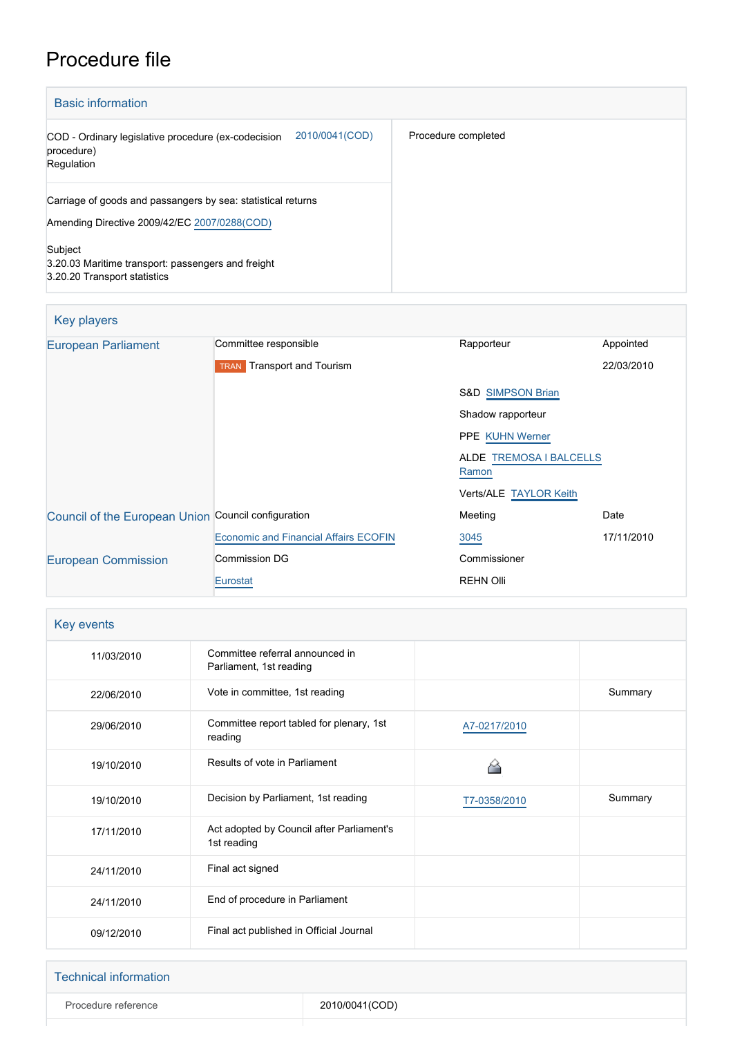# Procedure file

## Basic information

| | |
|---|---|
| COD - Ordinary legislative procedure (ex-codecision procedure)<br>Regulation 2010/0041(COD) | Procedure completed |
| Carriage of goods and passangers by sea: statistical returns<br>Amending Directive 2009/42/EC 2007/0288(COD)<br><br>Subject<br>3.20.03 Maritime transport: passengers and freight<br>3.20.20 Transport statistics | |

## Key players

| | | | |
|---|---|---|---|
| European Parliament | Committee responsible | Rapporteur | Appointed |
| | TRAN Transport and Tourism | | 22/03/2010 |
| | | S&D SIMPSON Brian | |
| | | Shadow rapporteur | |
| | | PPE KUHN Werner | |
| | | ALDE TREMOSA I BALCELLS Ramon | |
| | | Verts/ALE TAYLOR Keith | |
| Council of the European Union | Council configuration | Meeting | Date |
| | Economic and Financial Affairs ECOFIN | 3045 | 17/11/2010 |
| European Commission | Commission DG | Commissioner | |
| | Eurostat | REHN Olli | |

## Key events

| | | | |
|---|---|---|---|
| 11/03/2010 | Committee referral announced in Parliament, 1st reading | | |
| 22/06/2010 | Vote in committee, 1st reading | | Summary |
| 29/06/2010 | Committee report tabled for plenary, 1st reading | A7-0217/2010 | |
| 19/10/2010 | Results of vote in Parliament | | |
| 19/10/2010 | Decision by Parliament, 1st reading | T7-0358/2010 | Summary |
| 17/11/2010 | Act adopted by Council after Parliament's 1st reading | | |
| 24/11/2010 | Final act signed | | |
| 24/11/2010 | End of procedure in Parliament | | |
| 09/12/2010 | Final act published in Official Journal | | |

## Technical information

| | |
|---|---|
| Procedure reference | 2010/0041(COD) |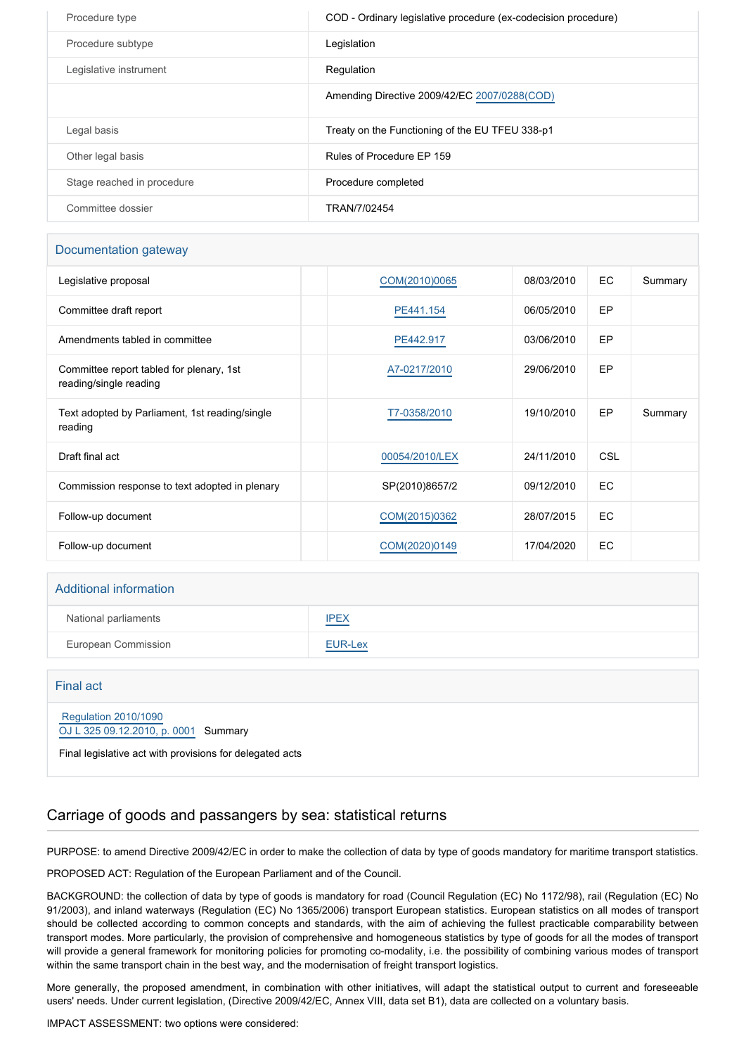| | |
|---|---|
| Procedure type | COD - Ordinary legislative procedure (ex-codecision procedure) |
| Procedure subtype | Legislation |
| Legislative instrument | Regulation |
| | Amending Directive 2009/42/EC 2007/0288(COD) |
| Legal basis | Treaty on the Functioning of the EU TFEU 338-p1 |
| Other legal basis | Rules of Procedure EP 159 |
| Stage reached in procedure | Procedure completed |
| Committee dossier | TRAN/7/02454 |

## Documentation gateway

| | | | | | |
|---|---|---|---|---|---|
| Legislative proposal | | COM(2010)0065 | 08/03/2010 | EC | Summary |
| Committee draft report | | PE441.154 | 06/05/2010 | EP | |
| Amendments tabled in committee | | PE442.917 | 03/06/2010 | EP | |
| Committee report tabled for plenary, 1st reading/single reading | | A7-0217/2010 | 29/06/2010 | EP | |
| Text adopted by Parliament, 1st reading/single reading | | T7-0358/2010 | 19/10/2010 | EP | Summary |
| Draft final act | | 00054/2010/LEX | 24/11/2010 | CSL | |
| Commission response to text adopted in plenary | | SP(2010)8657/2 | 09/12/2010 | EC | |
| Follow-up document | | COM(2015)0362 | 28/07/2015 | EC | |
| Follow-up document | | COM(2020)0149 | 17/04/2020 | EC | |

## Additional information

| | |
|---|---|
| National parliaments | IPEX |
| European Commission | EUR-Lex |

## Final act

Regulation 2010/1090
OJ L 325 09.12.2010, p. 0001 Summary

Final legislative act with provisions for delegated acts

## Carriage of goods and passangers by sea: statistical returns

PURPOSE: to amend Directive 2009/42/EC in order to make the collection of data by type of goods mandatory for maritime transport statistics.

PROPOSED ACT: Regulation of the European Parliament and of the Council.

BACKGROUND: the collection of data by type of goods is mandatory for road (Council Regulation (EC) No 1172/98), rail (Regulation (EC) No 91/2003), and inland waterways (Regulation (EC) No 1365/2006) transport European statistics. European statistics on all modes of transport should be collected according to common concepts and standards, with the aim of achieving the fullest practicable comparability between transport modes. More particularly, the provision of comprehensive and homogeneous statistics by type of goods for all the modes of transport will provide a general framework for monitoring policies for promoting co-modality, i.e. the possibility of combining various modes of transport within the same transport chain in the best way, and the modernisation of freight transport logistics.

More generally, the proposed amendment, in combination with other initiatives, will adapt the statistical output to current and foreseeable users' needs. Under current legislation, (Directive 2009/42/EC, Annex VIII, data set B1), data are collected on a voluntary basis.

IMPACT ASSESSMENT: two options were considered: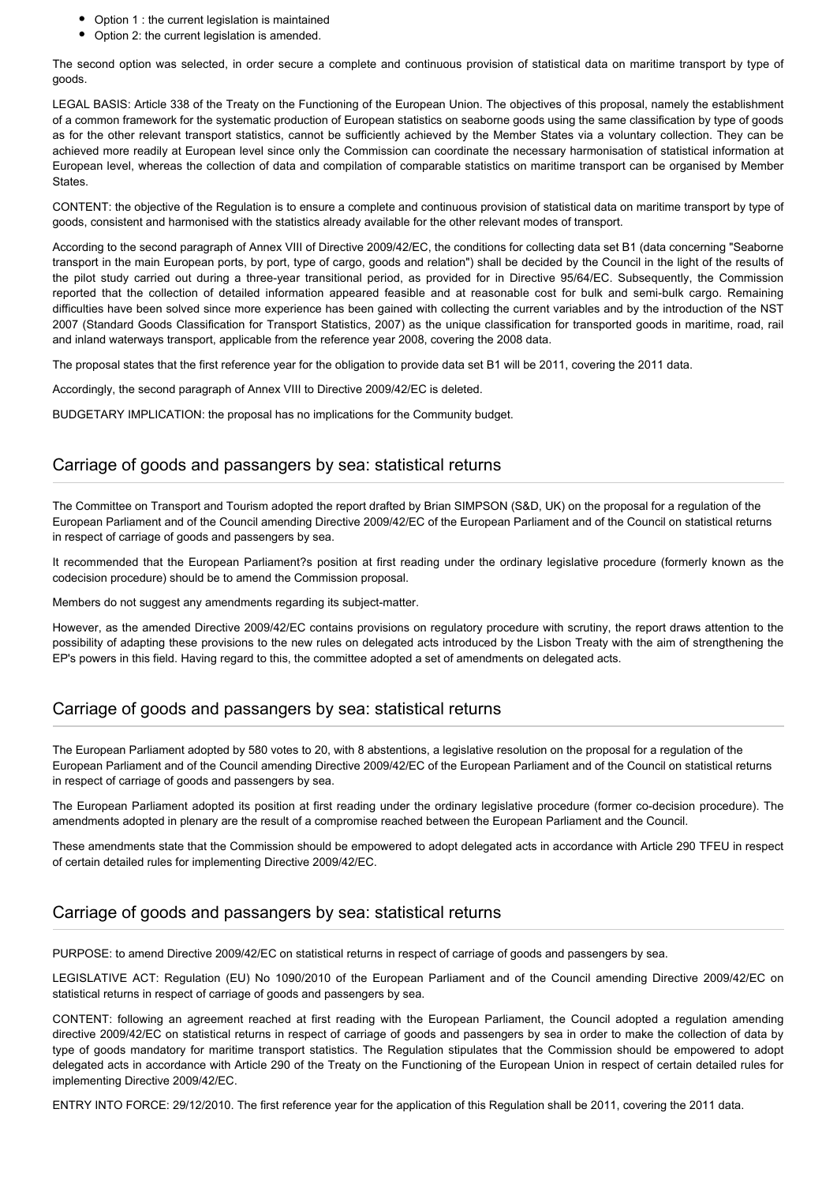- Option 1 : the current legislation is maintained
- Option 2: the current legislation is amended.

The second option was selected, in order secure a complete and continuous provision of statistical data on maritime transport by type of goods.

LEGAL BASIS: Article 338 of the Treaty on the Functioning of the European Union. The objectives of this proposal, namely the establishment of a common framework for the systematic production of European statistics on seaborne goods using the same classification by type of goods as for the other relevant transport statistics, cannot be sufficiently achieved by the Member States via a voluntary collection. They can be achieved more readily at European level since only the Commission can coordinate the necessary harmonisation of statistical information at European level, whereas the collection of data and compilation of comparable statistics on maritime transport can be organised by Member States.

CONTENT: the objective of the Regulation is to ensure a complete and continuous provision of statistical data on maritime transport by type of goods, consistent and harmonised with the statistics already available for the other relevant modes of transport.

According to the second paragraph of Annex VIII of Directive 2009/42/EC, the conditions for collecting data set B1 (data concerning "Seaborne transport in the main European ports, by port, type of cargo, goods and relation") shall be decided by the Council in the light of the results of the pilot study carried out during a three-year transitional period, as provided for in Directive 95/64/EC. Subsequently, the Commission reported that the collection of detailed information appeared feasible and at reasonable cost for bulk and semi-bulk cargo. Remaining difficulties have been solved since more experience has been gained with collecting the current variables and by the introduction of the NST 2007 (Standard Goods Classification for Transport Statistics, 2007) as the unique classification for transported goods in maritime, road, rail and inland waterways transport, applicable from the reference year 2008, covering the 2008 data.

The proposal states that the first reference year for the obligation to provide data set B1 will be 2011, covering the 2011 data.

Accordingly, the second paragraph of Annex VIII to Directive 2009/42/EC is deleted.

BUDGETARY IMPLICATION: the proposal has no implications for the Community budget.

## Carriage of goods and passangers by sea: statistical returns

The Committee on Transport and Tourism adopted the report drafted by Brian SIMPSON (S&D, UK) on the proposal for a regulation of the European Parliament and of the Council amending Directive 2009/42/EC of the European Parliament and of the Council on statistical returns in respect of carriage of goods and passengers by sea.

It recommended that the European Parliament?s position at first reading under the ordinary legislative procedure (formerly known as the codecision procedure) should be to amend the Commission proposal.

Members do not suggest any amendments regarding its subject-matter.

However, as the amended Directive 2009/42/EC contains provisions on regulatory procedure with scrutiny, the report draws attention to the possibility of adapting these provisions to the new rules on delegated acts introduced by the Lisbon Treaty with the aim of strengthening the EP's powers in this field. Having regard to this, the committee adopted a set of amendments on delegated acts.

## Carriage of goods and passangers by sea: statistical returns

The European Parliament adopted by 580 votes to 20, with 8 abstentions, a legislative resolution on the proposal for a regulation of the European Parliament and of the Council amending Directive 2009/42/EC of the European Parliament and of the Council on statistical returns in respect of carriage of goods and passengers by sea.

The European Parliament adopted its position at first reading under the ordinary legislative procedure (former co-decision procedure). The amendments adopted in plenary are the result of a compromise reached between the European Parliament and the Council.

These amendments state that the Commission should be empowered to adopt delegated acts in accordance with Article 290 TFEU in respect of certain detailed rules for implementing Directive 2009/42/EC.

## Carriage of goods and passangers by sea: statistical returns

PURPOSE: to amend Directive 2009/42/EC on statistical returns in respect of carriage of goods and passengers by sea.

LEGISLATIVE ACT: Regulation (EU) No 1090/2010 of the European Parliament and of the Council amending Directive 2009/42/EC on statistical returns in respect of carriage of goods and passengers by sea.

CONTENT: following an agreement reached at first reading with the European Parliament, the Council adopted a regulation amending directive 2009/42/EC on statistical returns in respect of carriage of goods and passengers by sea in order to make the collection of data by type of goods mandatory for maritime transport statistics. The Regulation stipulates that the Commission should be empowered to adopt delegated acts in accordance with Article 290 of the Treaty on the Functioning of the European Union in respect of certain detailed rules for implementing Directive 2009/42/EC.

ENTRY INTO FORCE: 29/12/2010. The first reference year for the application of this Regulation shall be 2011, covering the 2011 data.